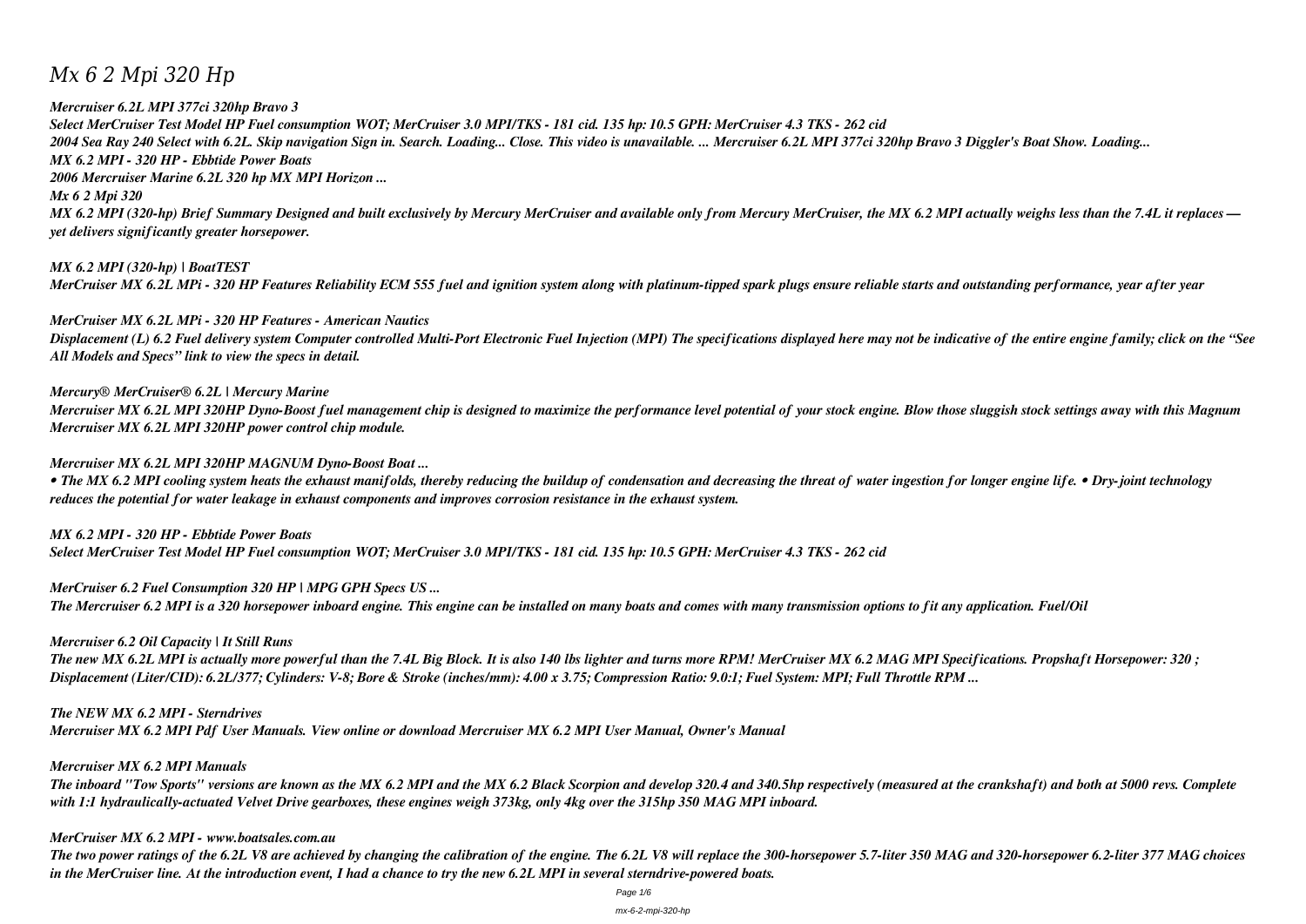# *Mx 6 2 Mpi 320 Hp*

***Mercruiser 6.2L MPI 377ci 320hp Bravo 3***

***Select MerCruiser Test Model HP Fuel consumption WOT; MerCruiser 3.0 MPI/TKS - 181 cid. 135 hp: 10.5 GPH: MerCruiser 4.3 TKS - 262 cid***

***2004 Sea Ray 240 Select with 6.2L. Skip navigation Sign in. Search. Loading... Close. This video is unavailable. ... Mercruiser 6.2L MPI 377ci 320hp Bravo 3 Diggler's Boat Show. Loading...***

***MX 6.2 MPI - 320 HP - Ebbtide Power Boats***

***2006 Mercruiser Marine 6.2L 320 hp MX MPI Horizon ...***

***Mx 6 2 Mpi 320***

***MX 6.2 MPI (320-hp) Brief Summary Designed and built exclusively by Mercury MerCruiser and available only from Mercury MerCruiser, the MX 6.2 MPI actually weighs less than the 7.4L it replaces — yet delivers significantly greater horsepower.***

***MX 6.2 MPI (320-hp) | BoatTEST***

***MerCruiser MX 6.2L MPi - 320 HP Features Reliability ECM 555 fuel and ignition system along with platinum-tipped spark plugs ensure reliable starts and outstanding performance, year after year***

***MerCruiser MX 6.2L MPi - 320 HP Features - American Nautics***

***Displacement (L) 6.2 Fuel delivery system Computer controlled Multi-Port Electronic Fuel Injection (MPI) The specifications displayed here may not be indicative of the entire engine family; click on the "See All Models and Specs" link to view the specs in detail.***

***Mercury® MerCruiser® 6.2L | Mercury Marine***

***Mercruiser MX 6.2L MPI 320HP Dyno-Boost fuel management chip is designed to maximize the performance level potential of your stock engine. Blow those sluggish stock settings away with this Magnum Mercruiser MX 6.2L MPI 320HP power control chip module.***

***Mercruiser MX 6.2L MPI 320HP MAGNUM Dyno-Boost Boat ...***

***• The MX 6.2 MPI cooling system heats the exhaust manifolds, thereby reducing the buildup of condensation and decreasing the threat of water ingestion for longer engine life. • Dry-joint technology reduces the potential for water leakage in exhaust components and improves corrosion resistance in the exhaust system.***

***MX 6.2 MPI - 320 HP - Ebbtide Power Boats***

***Select MerCruiser Test Model HP Fuel consumption WOT; MerCruiser 3.0 MPI/TKS - 181 cid. 135 hp: 10.5 GPH: MerCruiser 4.3 TKS - 262 cid***

***MerCruiser 6.2 Fuel Consumption 320 HP | MPG GPH Specs US ...***

***The Mercruiser 6.2 MPI is a 320 horsepower inboard engine. This engine can be installed on many boats and comes with many transmission options to fit any application. Fuel/Oil***

***Mercruiser 6.2 Oil Capacity | It Still Runs***

***The new MX 6.2L MPI is actually more powerful than the 7.4L Big Block. It is also 140 lbs lighter and turns more RPM! MerCruiser MX 6.2 MAG MPI Specifications. Propshaft Horsepower: 320 ; Displacement (Liter/CID): 6.2L/377; Cylinders: V-8; Bore & Stroke (inches/mm): 4.00 x 3.75; Compression Ratio: 9.0:1; Fuel System: MPI; Full Throttle RPM ...***

***The NEW MX 6.2 MPI - Sterndrives***

***Mercruiser MX 6.2 MPI Pdf User Manuals. View online or download Mercruiser MX 6.2 MPI User Manual, Owner's Manual***

***Mercruiser MX 6.2 MPI Manuals***

***The inboard "Tow Sports" versions are known as the MX 6.2 MPI and the MX 6.2 Black Scorpion and develop 320.4 and 340.5hp respectively (measured at the crankshaft) and both at 5000 revs. Complete with 1:1 hydraulically-actuated Velvet Drive gearboxes, these engines weigh 373kg, only 4kg over the 315hp 350 MAG MPI inboard.***

***MerCruiser MX 6.2 MPI - www.boatsales.com.au***

***The two power ratings of the 6.2L V8 are achieved by changing the calibration of the engine. The 6.2L V8 will replace the 300-horsepower 5.7-liter 350 MAG and 320-horsepower 6.2-liter 377 MAG choices in the MerCruiser line. At the introduction event, I had a chance to try the new 6.2L MPI in several sterndrive-powered boats.***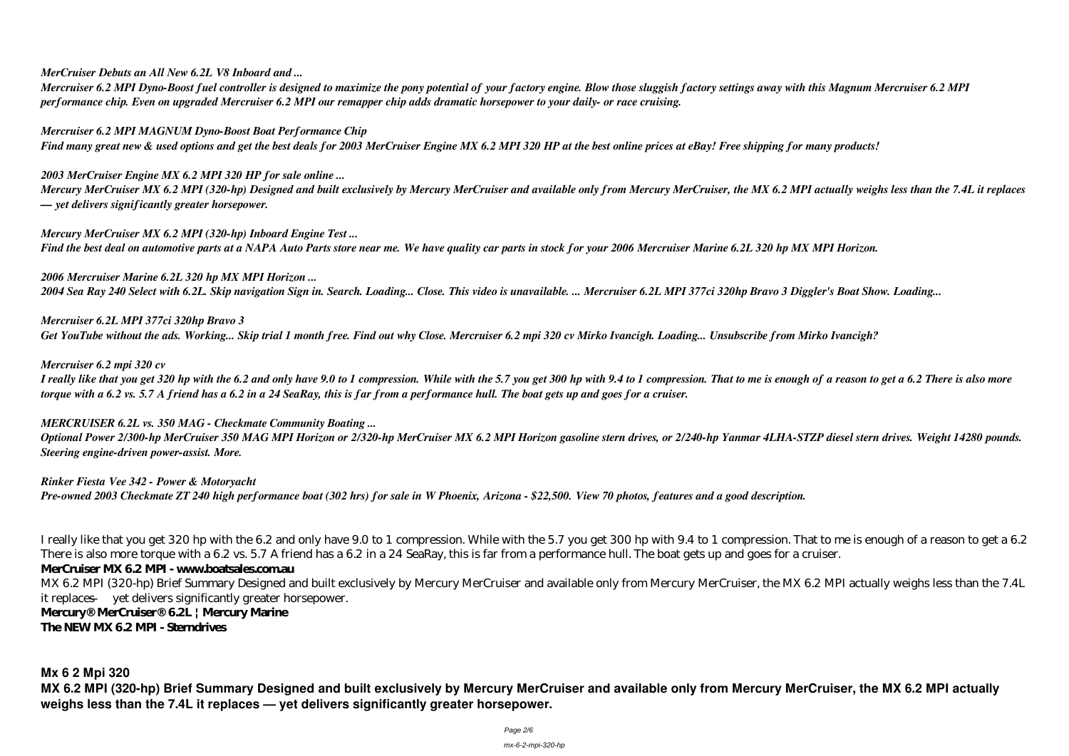*MerCruiser Debuts an All New 6.2L V8 Inboard and ...*

*Mercruiser 6.2 MPI Dyno-Boost fuel controller is designed to maximize the pony potential of your factory engine. Blow those sluggish factory settings away with this Magnum Mercruiser 6.2 MPI performance chip. Even on upgraded Mercruiser 6.2 MPI our remapper chip adds dramatic horsepower to your daily- or race cruising.*

*Mercruiser 6.2 MPI MAGNUM Dyno-Boost Boat Performance Chip*

*Find many great new & used options and get the best deals for 2003 MerCruiser Engine MX 6.2 MPI 320 HP at the best online prices at eBay! Free shipping for many products!*

*2003 MerCruiser Engine MX 6.2 MPI 320 HP for sale online ...*

*Mercury MerCruiser MX 6.2 MPI (320-hp) Designed and built exclusively by Mercury MerCruiser and available only from Mercury MerCruiser, the MX 6.2 MPI actually weighs less than the 7.4L it replaces — yet delivers significantly greater horsepower.*

*Mercury MerCruiser MX 6.2 MPI (320-hp) Inboard Engine Test ...*

*Find the best deal on automotive parts at a NAPA Auto Parts store near me. We have quality car parts in stock for your 2006 Mercruiser Marine 6.2L 320 hp MX MPI Horizon.*

*2006 Mercruiser Marine 6.2L 320 hp MX MPI Horizon ...*

*2004 Sea Ray 240 Select with 6.2L. Skip navigation Sign in. Search. Loading... Close. This video is unavailable. ... Mercruiser 6.2L MPI 377ci 320hp Bravo 3 Diggler's Boat Show. Loading...*

*Mercruiser 6.2L MPI 377ci 320hp Bravo 3*

*Get YouTube without the ads. Working... Skip trial 1 month free. Find out why Close. Mercruiser 6.2 mpi 320 cv Mirko Ivancigh. Loading... Unsubscribe from Mirko Ivancigh?*

*Mercruiser 6.2 mpi 320 cv*

*I really like that you get 320 hp with the 6.2 and only have 9.0 to 1 compression. While with the 5.7 you get 300 hp with 9.4 to 1 compression. That to me is enough of a reason to get a 6.2 There is also more torque with a 6.2 vs. 5.7 A friend has a 6.2 in a 24 SeaRay, this is far from a performance hull. The boat gets up and goes for a cruiser.*

*MERCRUISER 6.2L vs. 350 MAG - Checkmate Community Boating ...*

*Optional Power 2/300-hp MerCruiser 350 MAG MPI Horizon or 2/320-hp MerCruiser MX 6.2 MPI Horizon gasoline stern drives, or 2/240-hp Yanmar 4LHA-STZP diesel stern drives. Weight 14280 pounds. Steering engine-driven power-assist. More.*

*Rinker Fiesta Vee 342 - Power & Motoryacht*

*Pre-owned 2003 Checkmate ZT 240 high performance boat (302 hrs) for sale in W Phoenix, Arizona - $22,500. View 70 photos, features and a good description.*

I really like that you get 320 hp with the 6.2 and only have 9.0 to 1 compression. While with the 5.7 you get 300 hp with 9.4 to 1 compression. That to me is enough of a reason to get a 6.2 There is also more torque with a 6.2 vs. 5.7 A friend has a 6.2 in a 24 SeaRay, this is far from a performance hull. The boat gets up and goes for a cruiser.

**MerCruiser MX 6.2 MPI - www.boatsales.com.au**

MX 6.2 MPI (320-hp) Brief Summary Designed and built exclusively by Mercury MerCruiser and available only from Mercury MerCruiser, the MX 6.2 MPI actually weighs less than the 7.4L it replaces — yet delivers significantly greater horsepower.

**Mercury® MerCruiser® 6.2L | Mercury Marine**

**The NEW MX 6.2 MPI - Sterndrives**

**Mx 6 2 Mpi 320**

**MX 6.2 MPI (320-hp) Brief Summary Designed and built exclusively by Mercury MerCruiser and available only from Mercury MerCruiser, the MX 6.2 MPI actually weighs less than the 7.4L it replaces — yet delivers significantly greater horsepower.**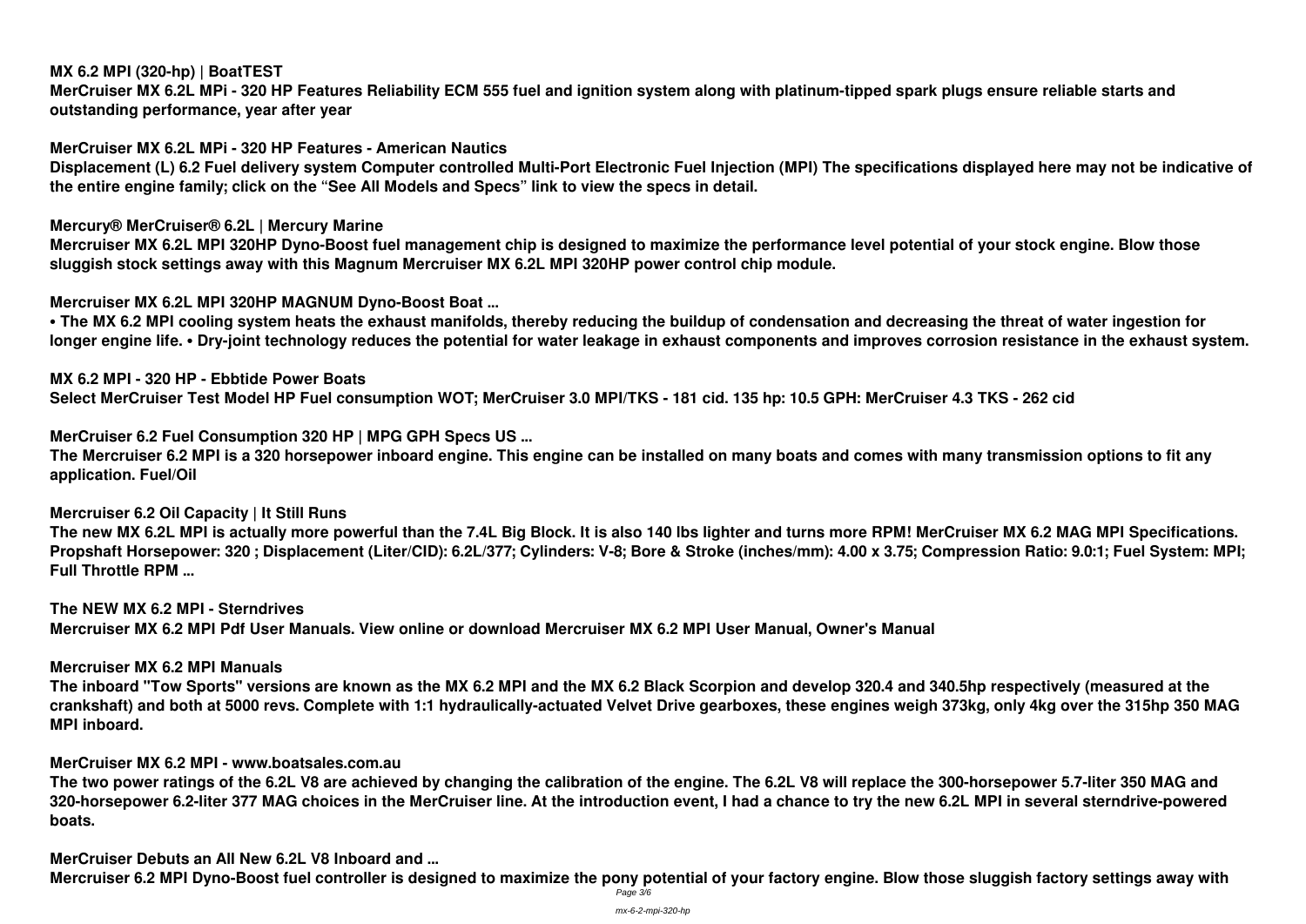**MX 6.2 MPI (320-hp) | BoatTEST**

**MerCruiser MX 6.2L MPi - 320 HP Features Reliability ECM 555 fuel and ignition system along with platinum-tipped spark plugs ensure reliable starts and outstanding performance, year after year**

**MerCruiser MX 6.2L MPi - 320 HP Features - American Nautics**

**Displacement (L) 6.2 Fuel delivery system Computer controlled Multi-Port Electronic Fuel Injection (MPI) The specifications displayed here may not be indicative of the entire engine family; click on the "See All Models and Specs" link to view the specs in detail.**

**Mercury® MerCruiser® 6.2L | Mercury Marine**

**Mercruiser MX 6.2L MPI 320HP Dyno-Boost fuel management chip is designed to maximize the performance level potential of your stock engine. Blow those sluggish stock settings away with this Magnum Mercruiser MX 6.2L MPI 320HP power control chip module.**

**Mercruiser MX 6.2L MPI 320HP MAGNUM Dyno-Boost Boat ...**

**• The MX 6.2 MPI cooling system heats the exhaust manifolds, thereby reducing the buildup of condensation and decreasing the threat of water ingestion for longer engine life. • Dry-joint technology reduces the potential for water leakage in exhaust components and improves corrosion resistance in the exhaust system.**

**MX 6.2 MPI - 320 HP - Ebbtide Power Boats**

**Select MerCruiser Test Model HP Fuel consumption WOT; MerCruiser 3.0 MPI/TKS - 181 cid. 135 hp: 10.5 GPH: MerCruiser 4.3 TKS - 262 cid**

**MerCruiser 6.2 Fuel Consumption 320 HP | MPG GPH Specs US ...**

**The Mercruiser 6.2 MPI is a 320 horsepower inboard engine. This engine can be installed on many boats and comes with many transmission options to fit any application. Fuel/Oil**

**Mercruiser 6.2 Oil Capacity | It Still Runs**

**The new MX 6.2L MPI is actually more powerful than the 7.4L Big Block. It is also 140 lbs lighter and turns more RPM! MerCruiser MX 6.2 MAG MPI Specifications. Propshaft Horsepower: 320 ; Displacement (Liter/CID): 6.2L/377; Cylinders: V-8; Bore & Stroke (inches/mm): 4.00 x 3.75; Compression Ratio: 9.0:1; Fuel System: MPI; Full Throttle RPM ...**

**The NEW MX 6.2 MPI - Sterndrives**

**Mercruiser MX 6.2 MPI Pdf User Manuals. View online or download Mercruiser MX 6.2 MPI User Manual, Owner's Manual**

**Mercruiser MX 6.2 MPI Manuals**

**The inboard "Tow Sports" versions are known as the MX 6.2 MPI and the MX 6.2 Black Scorpion and develop 320.4 and 340.5hp respectively (measured at the crankshaft) and both at 5000 revs. Complete with 1:1 hydraulically-actuated Velvet Drive gearboxes, these engines weigh 373kg, only 4kg over the 315hp 350 MAG MPI inboard.**

**MerCruiser MX 6.2 MPI - www.boatsales.com.au**

**The two power ratings of the 6.2L V8 are achieved by changing the calibration of the engine. The 6.2L V8 will replace the 300-horsepower 5.7-liter 350 MAG and 320-horsepower 6.2-liter 377 MAG choices in the MerCruiser line. At the introduction event, I had a chance to try the new 6.2L MPI in several sterndrive-powered boats.**

**MerCruiser Debuts an All New 6.2L V8 Inboard and ...**

**Mercruiser 6.2 MPI Dyno-Boost fuel controller is designed to maximize the pony potential of your factory engine. Blow those sluggish factory settings away with**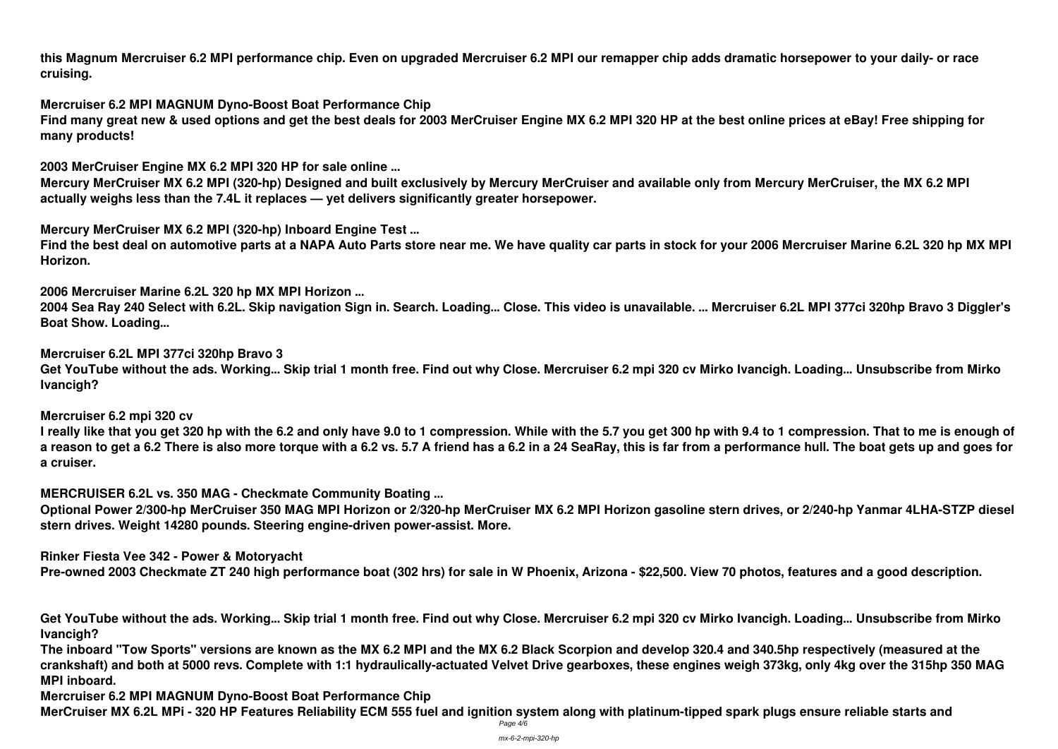this Magnum Mercruiser 6.2 MPI performance chip. Even on upgraded Mercruiser 6.2 MPI our remapper chip adds dramatic horsepower to your daily- or race cruising.

**Mercruiser 6.2 MPI MAGNUM Dyno-Boost Boat Performance Chip**

Find many great new & used options and get the best deals for 2003 MerCruiser Engine MX 6.2 MPI 320 HP at the best online prices at eBay! Free shipping for many products!

**2003 MerCruiser Engine MX 6.2 MPI 320 HP for sale online ...**

Mercury MerCruiser MX 6.2 MPI (320-hp) Designed and built exclusively by Mercury MerCruiser and available only from Mercury MerCruiser, the MX 6.2 MPI actually weighs less than the 7.4L it replaces — yet delivers significantly greater horsepower.

**Mercury MerCruiser MX 6.2 MPI (320-hp) Inboard Engine Test ...**

Find the best deal on automotive parts at a NAPA Auto Parts store near me. We have quality car parts in stock for your 2006 Mercruiser Marine 6.2L 320 hp MX MPI Horizon.

**2006 Mercruiser Marine 6.2L 320 hp MX MPI Horizon ...**

2004 Sea Ray 240 Select with 6.2L. Skip navigation Sign in. Search. Loading... Close. This video is unavailable. ... Mercruiser 6.2L MPI 377ci 320hp Bravo 3 Diggler's Boat Show. Loading...

**Mercruiser 6.2L MPI 377ci 320hp Bravo 3**

Get YouTube without the ads. Working... Skip trial 1 month free. Find out why Close. Mercruiser 6.2 mpi 320 cv Mirko Ivancigh. Loading... Unsubscribe from Mirko Ivancigh?

**Mercruiser 6.2 mpi 320 cv**

I really like that you get 320 hp with the 6.2 and only have 9.0 to 1 compression. While with the 5.7 you get 300 hp with 9.4 to 1 compression. That to me is enough of a reason to get a 6.2 There is also more torque with a 6.2 vs. 5.7 A friend has a 6.2 in a 24 SeaRay, this is far from a performance hull. The boat gets up and goes for a cruiser.

**MERCRUISER 6.2L vs. 350 MAG - Checkmate Community Boating ...**

Optional Power 2/300-hp MerCruiser 350 MAG MPI Horizon or 2/320-hp MerCruiser MX 6.2 MPI Horizon gasoline stern drives, or 2/240-hp Yanmar 4LHA-STZP diesel stern drives. Weight 14280 pounds. Steering engine-driven power-assist. More.

**Rinker Fiesta Vee 342 - Power & Motoryacht**

Pre-owned 2003 Checkmate ZT 240 high performance boat (302 hrs) for sale in W Phoenix, Arizona - $22,500. View 70 photos, features and a good description.

Get YouTube without the ads. Working... Skip trial 1 month free. Find out why Close. Mercruiser 6.2 mpi 320 cv Mirko Ivancigh. Loading... Unsubscribe from Mirko Ivancigh?

The inboard "Tow Sports" versions are known as the MX 6.2 MPI and the MX 6.2 Black Scorpion and develop 320.4 and 340.5hp respectively (measured at the crankshaft) and both at 5000 revs. Complete with 1:1 hydraulically-actuated Velvet Drive gearboxes, these engines weigh 373kg, only 4kg over the 315hp 350 MAG MPI inboard.

Mercruiser 6.2 MPI MAGNUM Dyno-Boost Boat Performance Chip

MerCruiser MX 6.2L MPi - 320 HP Features Reliability ECM 555 fuel and ignition system along with platinum-tipped spark plugs ensure reliable starts and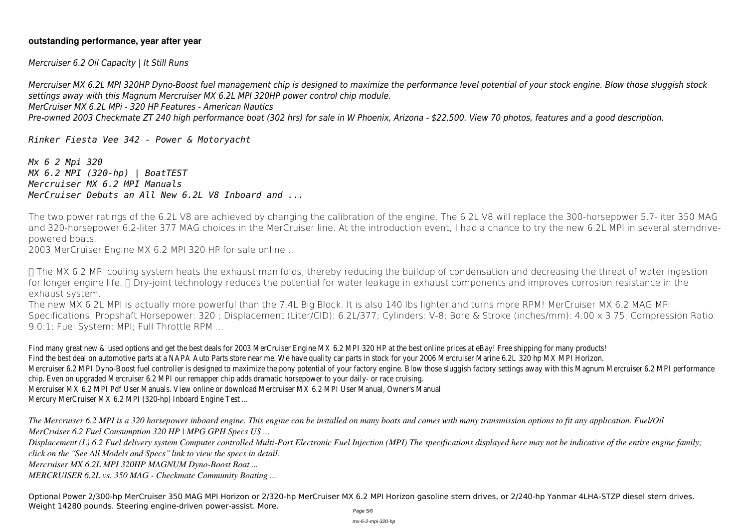**outstanding performance, year after year**

*Mercruiser 6.2 Oil Capacity | It Still Runs*

*Mercruiser MX 6.2L MPI 320HP Dyno-Boost fuel management chip is designed to maximize the performance level potential of your stock engine. Blow those sluggish stock settings away with this Magnum Mercruiser MX 6.2L MPI 320HP power control chip module.*
*MerCruiser MX 6.2L MPi - 320 HP Features - American Nautics*
*Pre-owned 2003 Checkmate ZT 240 high performance boat (302 hrs) for sale in W Phoenix, Arizona - $22,500. View 70 photos, features and a good description.*

*Rinker Fiesta Vee 342 - Power & Motoryacht*

*Mx 6 2 Mpi 320*
*MX 6.2 MPI (320-hp) | BoatTEST*
*Mercruiser MX 6.2 MPI Manuals*
*MerCruiser Debuts an All New 6.2L V8 Inboard and ...*

The two power ratings of the 6.2L V8 are achieved by changing the calibration of the engine. The 6.2L V8 will replace the 300-horsepower 5.7-liter 350 MAG and 320-horsepower 6.2-liter 377 MAG choices in the MerCruiser line. At the introduction event, I had a chance to try the new 6.2L MPI in several sterndrive-powered boats.
2003 MerCruiser Engine MX 6.2 MPI 320 HP for sale online ...

 The MX 6.2 MPI cooling system heats the exhaust manifolds, thereby reducing the buildup of condensation and decreasing the threat of water ingestion for longer engine life.  Dry-joint technology reduces the potential for water leakage in exhaust components and improves corrosion resistance in the exhaust system.
The new MX 6.2L MPI is actually more powerful than the 7.4L Big Block. It is also 140 lbs lighter and turns more RPM! MerCruiser MX 6.2 MAG MPI Specifications. Propshaft Horsepower: 320 ; Displacement (Liter/CID): 6.2L/377; Cylinders: V-8; Bore & Stroke (inches/mm): 4.00 x 3.75; Compression Ratio: 9.0:1; Fuel System: MPI; Full Throttle RPM ...

Find many great new & used options and get the best deals for 2003 MerCruiser Engine MX 6.2 MPI 320 HP at the best online prices at eBay! Free shipping for many products!
Find the best deal on automotive parts at a NAPA Auto Parts store near me. We have quality car parts in stock for your 2006 Mercruiser Marine 6.2L 320 hp MX MPI Horizon.
Mercruiser 6.2 MPI Dyno-Boost fuel controller is designed to maximize the pony potential of your factory engine. Blow those sluggish factory settings away with this Magnum Mercruiser 6.2 MPI performance chip. Even on upgraded Mercruiser 6.2 MPI our remapper chip adds dramatic horsepower to your daily- or race cruising.
Mercruiser MX 6.2 MPI Pdf User Manuals. View online or download Mercruiser MX 6.2 MPI User Manual, Owner's Manual
Mercury MerCruiser MX 6.2 MPI (320-hp) Inboard Engine Test ...

*The Mercruiser 6.2 MPI is a 320 horsepower inboard engine. This engine can be installed on many boats and comes with many transmission options to fit any application. Fuel/Oil*
*MerCruiser 6.2 Fuel Consumption 320 HP | MPG GPH Specs US ...*
*Displacement (L) 6.2 Fuel delivery system Computer controlled Multi-Port Electronic Fuel Injection (MPI) The specifications displayed here may not be indicative of the entire engine family; click on the "See All Models and Specs" link to view the specs in detail.*
*Mercruiser MX 6.2L MPI 320HP MAGNUM Dyno-Boost Boat ...*
*MERCRUISER 6.2L vs. 350 MAG - Checkmate Community Boating ...*

Optional Power 2/300-hp MerCruiser 350 MAG MPI Horizon or 2/320-hp MerCruiser MX 6.2 MPI Horizon gasoline stern drives, or 2/240-hp Yanmar 4LHA-STZP diesel stern drives. Weight 14280 pounds. Steering engine-driven power-assist. More.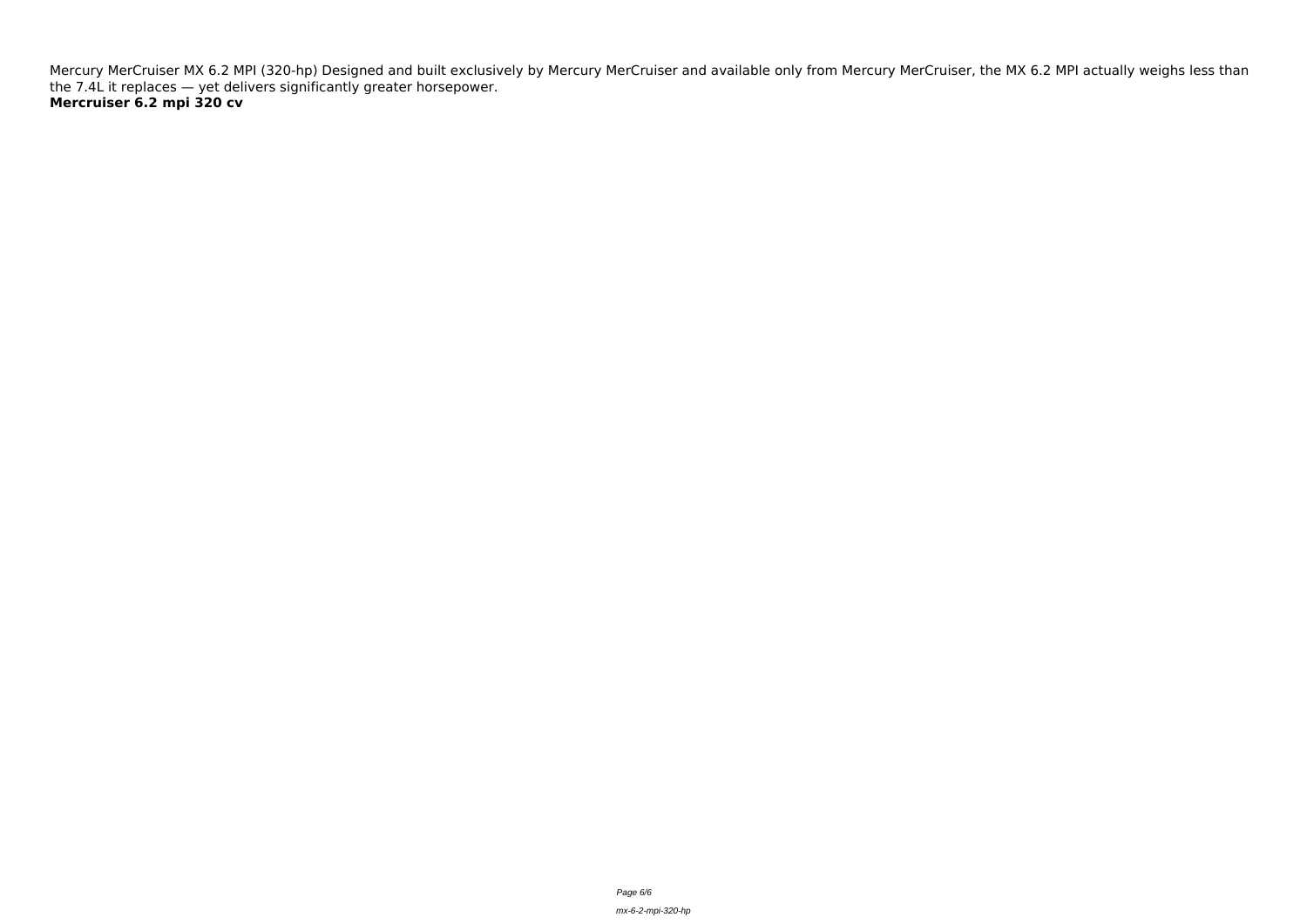Mercury MerCruiser MX 6.2 MPI (320-hp) Designed and built exclusively by Mercury MerCruiser and available only from Mercury MerCruiser, the MX 6.2 MPI actually weighs less than the 7.4L it replaces — yet delivers significantly greater horsepower.

**Mercruiser 6.2 mpi 320 cv**